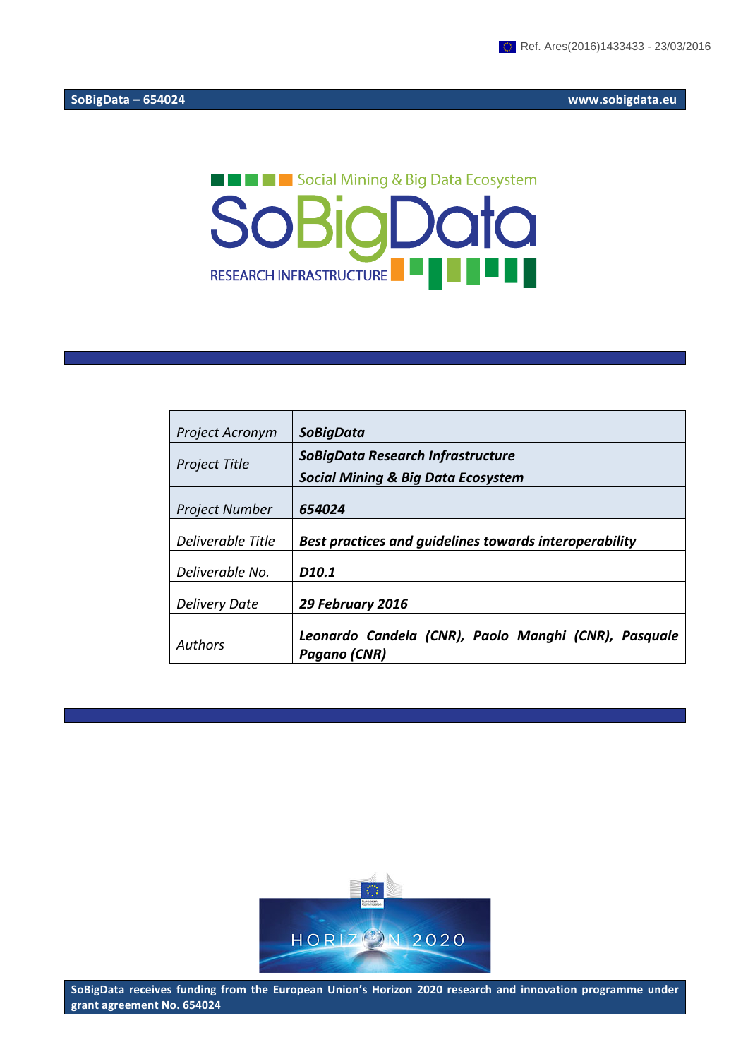Ref. Ares(2016)1433433 - 23/03/2016

**SoBigData – 654024** **www.sobigdata.eu**

Social Mining & Big Data Ecosystem

# SoBigData

RESEARCH INFRASTRUCTURE

| *Project Acronym* | ***SoBigData*** |
|---|---|
| *Project Title* | ***SoBigData Research Infrastructure Social Mining & Big Data Ecosystem*** |
| *Project Number* | ***654024*** |
| *Deliverable Title* | ***Best practices and guidelines towards interoperability*** |
| *Deliverable No.* | ***D10.1*** |
| *Delivery Date* | ***29 February 2016*** |
| *Authors* | ***Leonardo Candela (CNR), Paolo Manghi (CNR), Pasquale Pagano (CNR)*** |

HORIZON 2020

**SoBigData receives funding from the European Union's Horizon 2020 research and innovation programme under grant agreement No. 654024**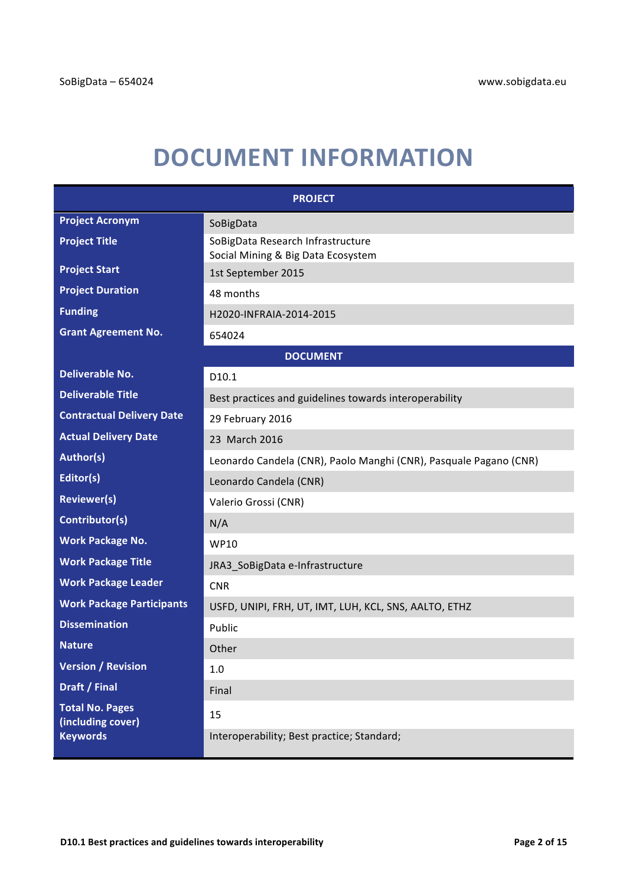# DOCUMENT INFORMATION

| PROJECT | |
|---|---|
| **Project Acronym** | SoBigData |
| **Project Title** | SoBigData Research Infrastructure<br>Social Mining & Big Data Ecosystem |
| **Project Start** | 1st September 2015 |
| **Project Duration** | 48 months |
| **Funding** | H2020-INFRAIA-2014-2015 |
| **Grant Agreement No.** | 654024 |
| **DOCUMENT** | |
| **Deliverable No.** | D10.1 |
| **Deliverable Title** | Best practices and guidelines towards interoperability |
| **Contractual Delivery Date** | 29 February 2016 |
| **Actual Delivery Date** | 23 March 2016 |
| **Author(s)** | Leonardo Candela (CNR), Paolo Manghi (CNR), Pasquale Pagano (CNR) |
| **Editor(s)** | Leonardo Candela (CNR) |
| **Reviewer(s)** | Valerio Grossi (CNR) |
| **Contributor(s)** | N/A |
| **Work Package No.** | WP10 |
| **Work Package Title** | JRA3_SoBigData e-Infrastructure |
| **Work Package Leader** | CNR |
| **Work Package Participants** | USFD, UNIPI, FRH, UT, IMT, LUH, KCL, SNS, AALTO, ETHZ |
| **Dissemination** | Public |
| **Nature** | Other |
| **Version / Revision** | 1.0 |
| **Draft / Final** | Final |
| **Total No. Pages (including cover)** | 15 |
| **Keywords** | Interoperability; Best practice; Standard; |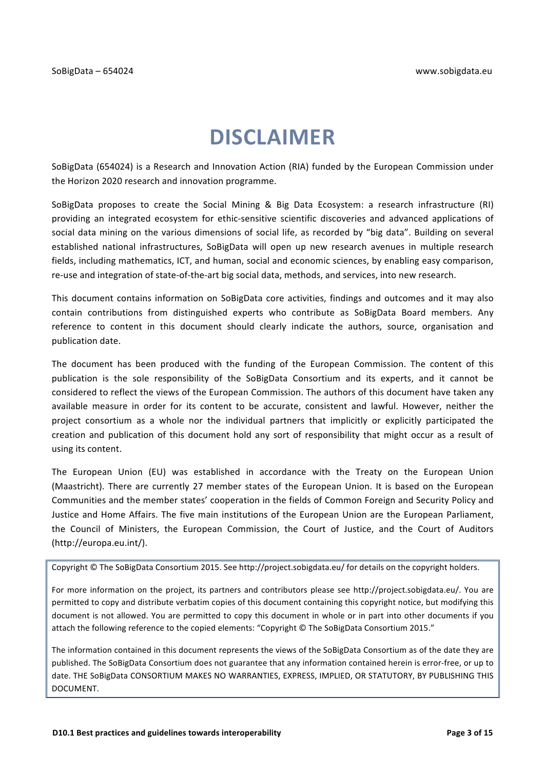# DISCLAIMER

SoBigData (654024) is a Research and Innovation Action (RIA) funded by the European Commission under the Horizon 2020 research and innovation programme.

SoBigData proposes to create the Social Mining & Big Data Ecosystem: a research infrastructure (RI) providing an integrated ecosystem for ethic-sensitive scientific discoveries and advanced applications of social data mining on the various dimensions of social life, as recorded by "big data". Building on several established national infrastructures, SoBigData will open up new research avenues in multiple research fields, including mathematics, ICT, and human, social and economic sciences, by enabling easy comparison, re-use and integration of state-of-the-art big social data, methods, and services, into new research.

This document contains information on SoBigData core activities, findings and outcomes and it may also contain contributions from distinguished experts who contribute as SoBigData Board members. Any reference to content in this document should clearly indicate the authors, source, organisation and publication date.

The document has been produced with the funding of the European Commission. The content of this publication is the sole responsibility of the SoBigData Consortium and its experts, and it cannot be considered to reflect the views of the European Commission. The authors of this document have taken any available measure in order for its content to be accurate, consistent and lawful. However, neither the project consortium as a whole nor the individual partners that implicitly or explicitly participated the creation and publication of this document hold any sort of responsibility that might occur as a result of using its content.

The European Union (EU) was established in accordance with the Treaty on the European Union (Maastricht). There are currently 27 member states of the European Union. It is based on the European Communities and the member states' cooperation in the fields of Common Foreign and Security Policy and Justice and Home Affairs. The five main institutions of the European Union are the European Parliament, the Council of Ministers, the European Commission, the Court of Justice, and the Court of Auditors (http://europa.eu.int/).

Copyright © The SoBigData Consortium 2015. See http://project.sobigdata.eu/ for details on the copyright holders.

For more information on the project, its partners and contributors please see http://project.sobigdata.eu/. You are permitted to copy and distribute verbatim copies of this document containing this copyright notice, but modifying this document is not allowed. You are permitted to copy this document in whole or in part into other documents if you attach the following reference to the copied elements: "Copyright © The SoBigData Consortium 2015."

The information contained in this document represents the views of the SoBigData Consortium as of the date they are published. The SoBigData Consortium does not guarantee that any information contained herein is error-free, or up to date. THE SoBigData CONSORTIUM MAKES NO WARRANTIES, EXPRESS, IMPLIED, OR STATUTORY, BY PUBLISHING THIS DOCUMENT.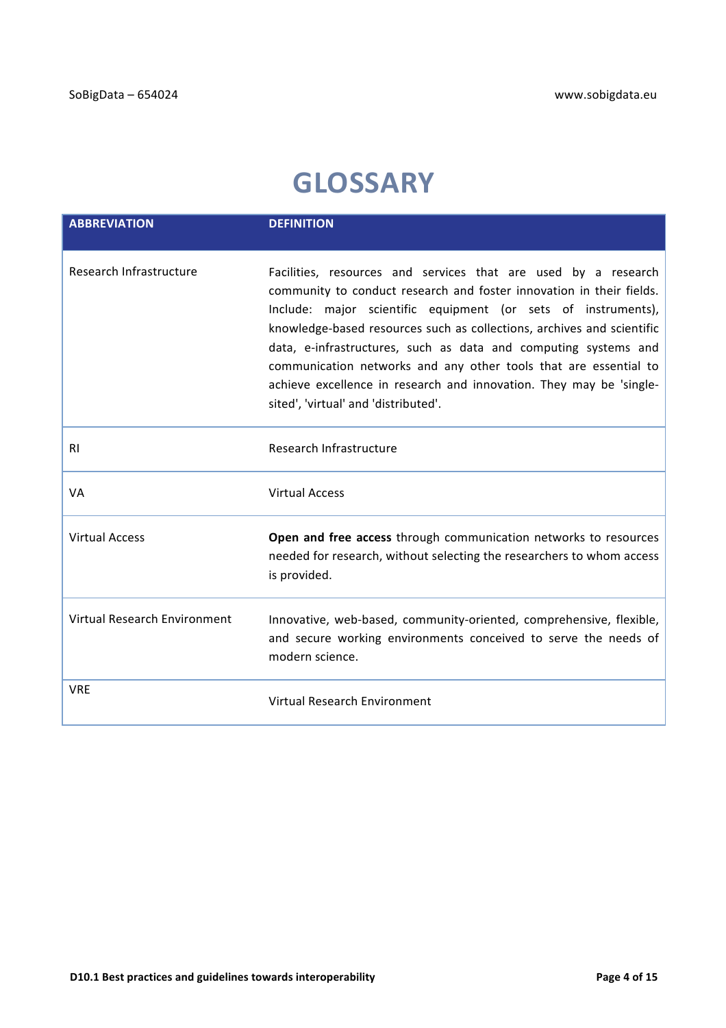# GLOSSARY

| ABBREVIATION | DEFINITION |
|---|---|
| Research Infrastructure | Facilities, resources and services that are used by a research community to conduct research and foster innovation in their fields. Include: major scientific equipment (or sets of instruments), knowledge-based resources such as collections, archives and scientific data, e-infrastructures, such as data and computing systems and communication networks and any other tools that are essential to achieve excellence in research and innovation. They may be 'single-sited', 'virtual' and 'distributed'. |
| RI | Research Infrastructure |
| VA | Virtual Access |
| Virtual Access | **Open and free access** through communication networks to resources needed for research, without selecting the researchers to whom access is provided. |
| Virtual Research Environment | Innovative, web-based, community-oriented, comprehensive, flexible, and secure working environments conceived to serve the needs of modern science. |
| VRE | Virtual Research Environment |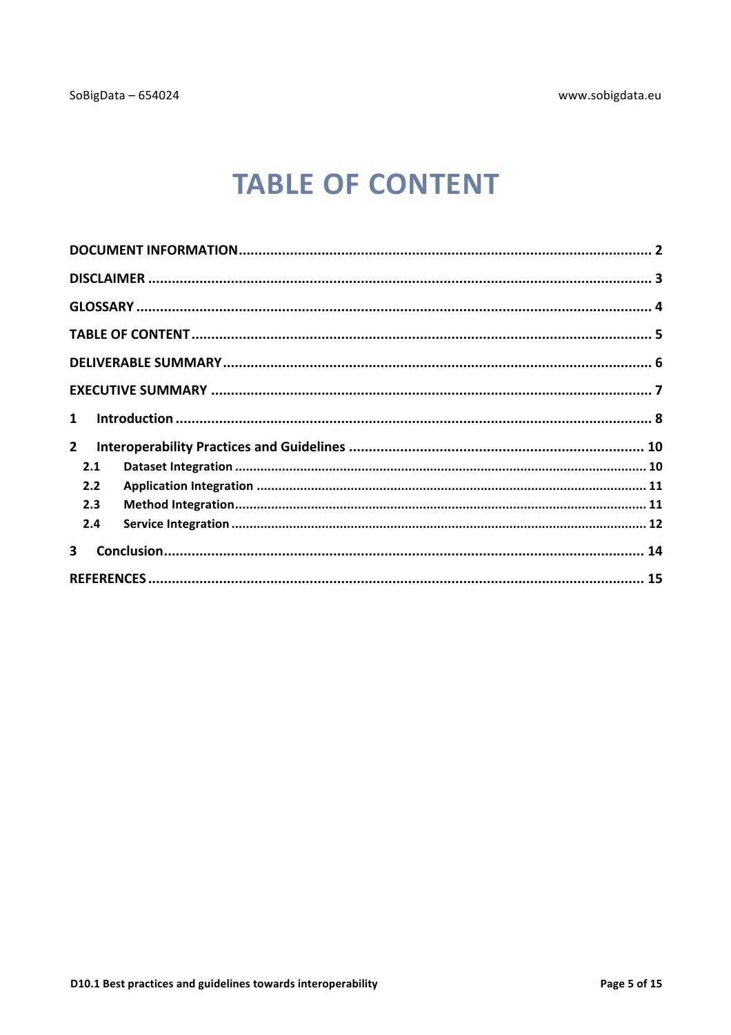# TABLE OF CONTENT

**DOCUMENT INFORMATION** ........................................................................ 2

**DISCLAIMER** ........................................................................ 3

**GLOSSARY** ........................................................................ 4

**TABLE OF CONTENT** ........................................................................ 5

**DELIVERABLE SUMMARY** ........................................................................ 6

**EXECUTIVE SUMMARY** ........................................................................ 7

**1 Introduction** ........................................................................ 8

**2 Interoperability Practices and Guidelines** ........................................................................ 10

- **2.1 Dataset Integration** ........................................................................ 10
- **2.2 Application Integration** ........................................................................ 11
- **2.3 Method Integration** ........................................................................ 11
- **2.4 Service Integration** ........................................................................ 12

**3 Conclusion** ........................................................................ 14

**REFERENCES** ........................................................................ 15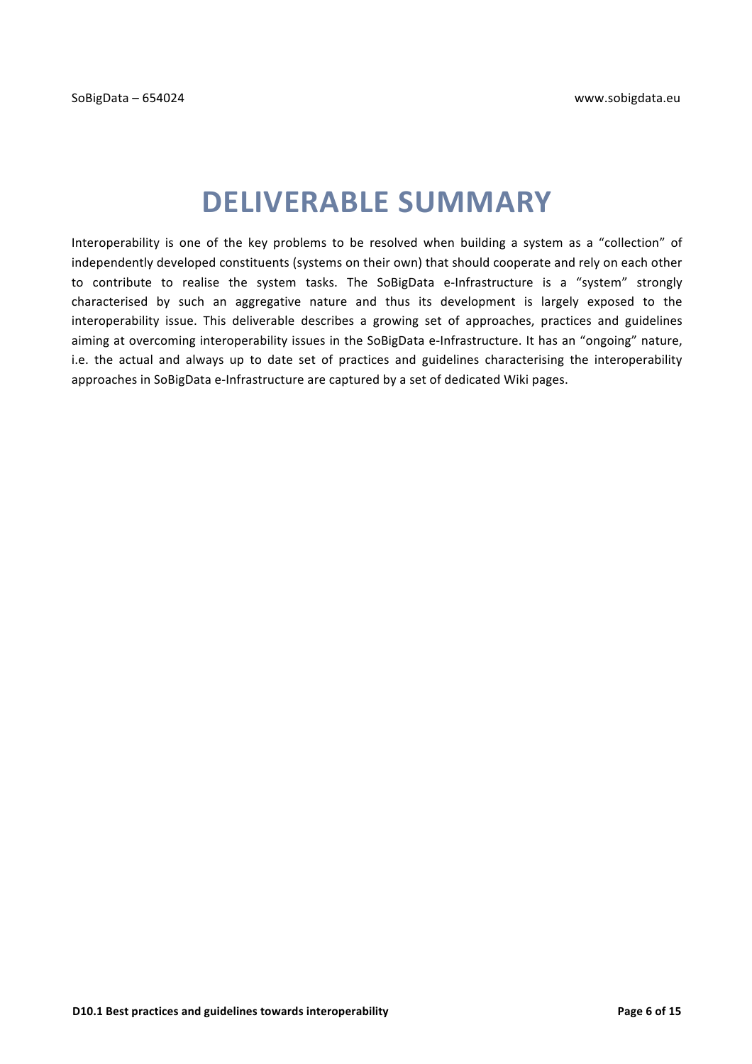# DELIVERABLE SUMMARY

Interoperability is one of the key problems to be resolved when building a system as a “collection” of independently developed constituents (systems on their own) that should cooperate and rely on each other to contribute to realise the system tasks. The SoBigData e-Infrastructure is a “system” strongly characterised by such an aggregative nature and thus its development is largely exposed to the interoperability issue. This deliverable describes a growing set of approaches, practices and guidelines aiming at overcoming interoperability issues in the SoBigData e-Infrastructure. It has an “ongoing” nature, i.e. the actual and always up to date set of practices and guidelines characterising the interoperability approaches in SoBigData e-Infrastructure are captured by a set of dedicated Wiki pages.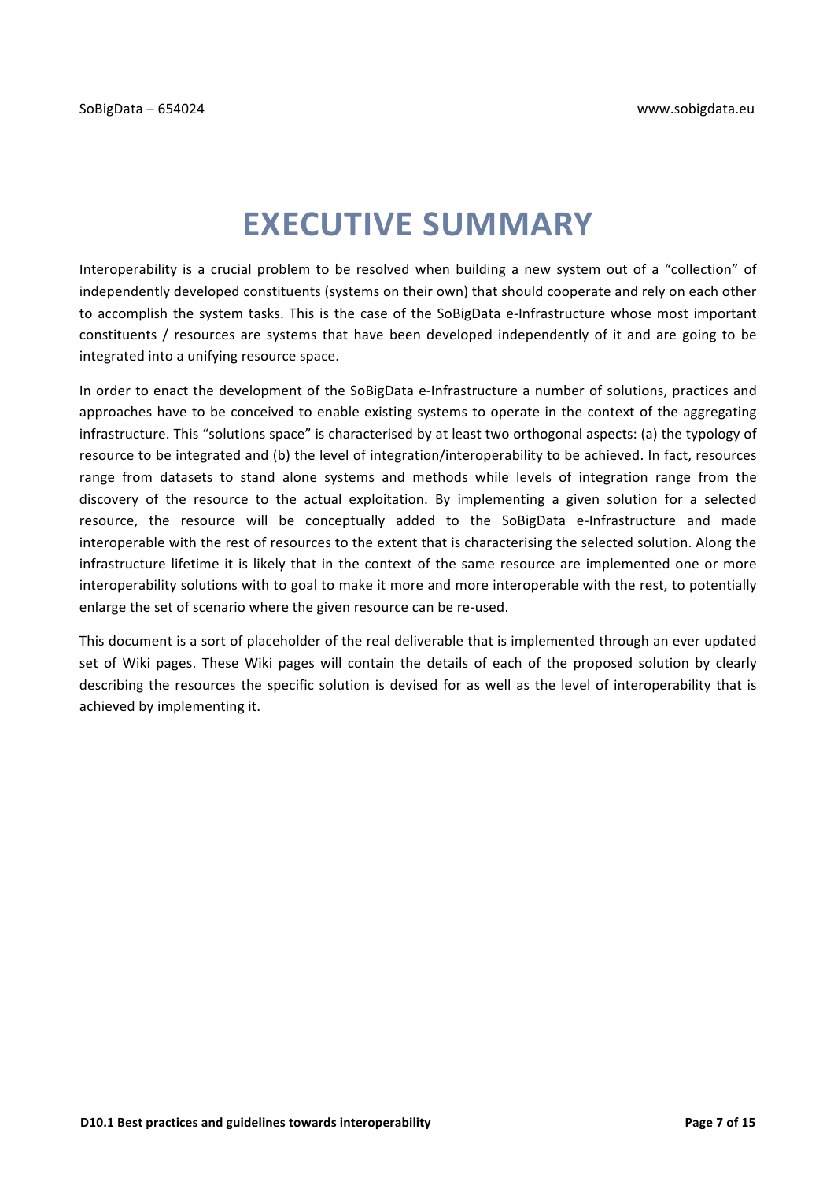# EXECUTIVE SUMMARY

Interoperability is a crucial problem to be resolved when building a new system out of a "collection" of independently developed constituents (systems on their own) that should cooperate and rely on each other to accomplish the system tasks. This is the case of the SoBigData e-Infrastructure whose most important constituents / resources are systems that have been developed independently of it and are going to be integrated into a unifying resource space.

In order to enact the development of the SoBigData e-Infrastructure a number of solutions, practices and approaches have to be conceived to enable existing systems to operate in the context of the aggregating infrastructure. This "solutions space" is characterised by at least two orthogonal aspects: (a) the typology of resource to be integrated and (b) the level of integration/interoperability to be achieved. In fact, resources range from datasets to stand alone systems and methods while levels of integration range from the discovery of the resource to the actual exploitation. By implementing a given solution for a selected resource, the resource will be conceptually added to the SoBigData e-Infrastructure and made interoperable with the rest of resources to the extent that is characterising the selected solution. Along the infrastructure lifetime it is likely that in the context of the same resource are implemented one or more interoperability solutions with to goal to make it more and more interoperable with the rest, to potentially enlarge the set of scenario where the given resource can be re-used.

This document is a sort of placeholder of the real deliverable that is implemented through an ever updated set of Wiki pages. These Wiki pages will contain the details of each of the proposed solution by clearly describing the resources the specific solution is devised for as well as the level of interoperability that is achieved by implementing it.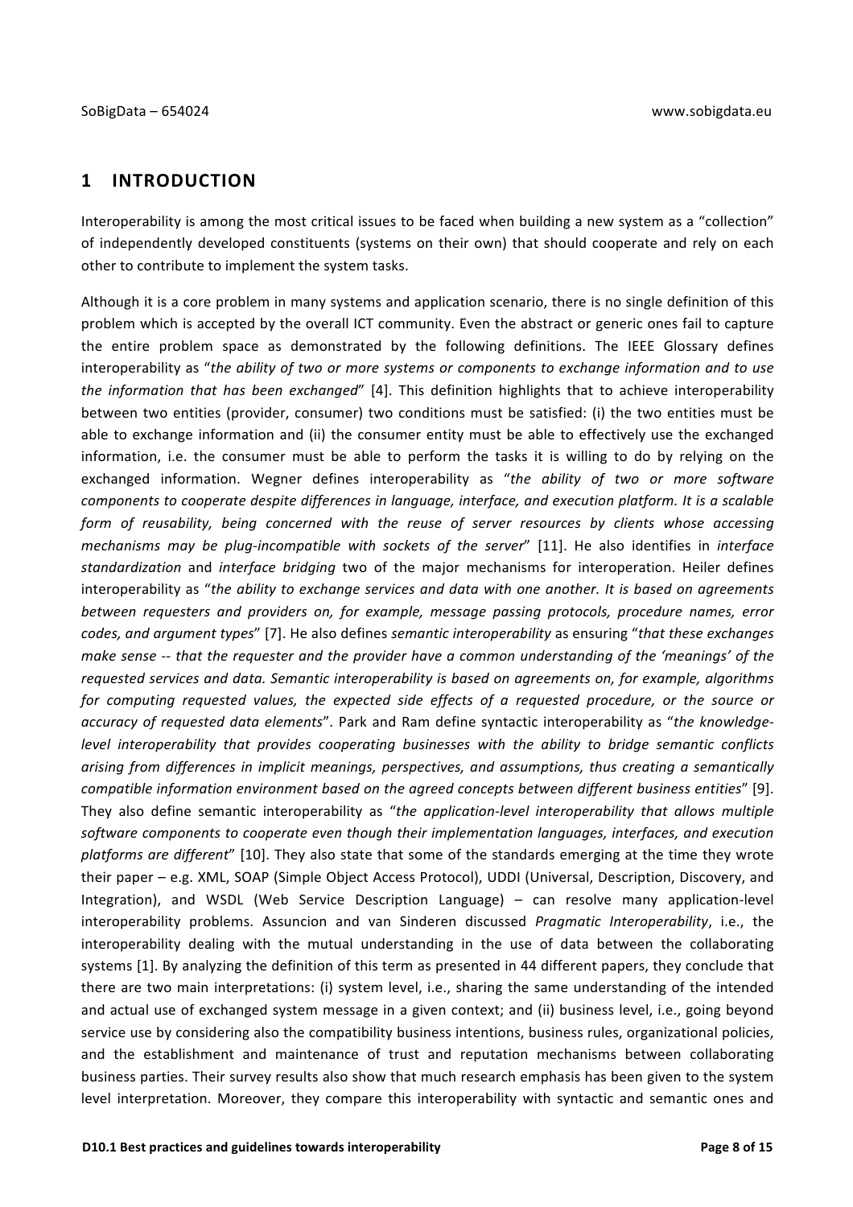# 1 INTRODUCTION

Interoperability is among the most critical issues to be faced when building a new system as a "collection" of independently developed constituents (systems on their own) that should cooperate and rely on each other to contribute to implement the system tasks.

Although it is a core problem in many systems and application scenario, there is no single definition of this problem which is accepted by the overall ICT community. Even the abstract or generic ones fail to capture the entire problem space as demonstrated by the following definitions. The IEEE Glossary defines interoperability as "*the ability of two or more systems or components to exchange information and to use the information that has been exchanged*" [4]. This definition highlights that to achieve interoperability between two entities (provider, consumer) two conditions must be satisfied: (i) the two entities must be able to exchange information and (ii) the consumer entity must be able to effectively use the exchanged information, i.e. the consumer must be able to perform the tasks it is willing to do by relying on the exchanged information. Wegner defines interoperability as "*the ability of two or more software components to cooperate despite differences in language, interface, and execution platform. It is a scalable form of reusability, being concerned with the reuse of server resources by clients whose accessing mechanisms may be plug-incompatible with sockets of the server*" [11]. He also identifies in *interface standardization* and *interface bridging* two of the major mechanisms for interoperation. Heiler defines interoperability as "*the ability to exchange services and data with one another. It is based on agreements between requesters and providers on, for example, message passing protocols, procedure names, error codes, and argument types*" [7]. He also defines *semantic interoperability* as ensuring "*that these exchanges make sense -- that the requester and the provider have a common understanding of the 'meanings' of the requested services and data. Semantic interoperability is based on agreements on, for example, algorithms for computing requested values, the expected side effects of a requested procedure, or the source or accuracy of requested data elements*". Park and Ram define syntactic interoperability as "*the knowledge-level interoperability that provides cooperating businesses with the ability to bridge semantic conflicts arising from differences in implicit meanings, perspectives, and assumptions, thus creating a semantically compatible information environment based on the agreed concepts between different business entities*" [9]. They also define semantic interoperability as "*the application-level interoperability that allows multiple software components to cooperate even though their implementation languages, interfaces, and execution platforms are different*" [10]. They also state that some of the standards emerging at the time they wrote their paper – e.g. XML, SOAP (Simple Object Access Protocol), UDDI (Universal, Description, Discovery, and Integration), and WSDL (Web Service Description Language) – can resolve many application-level interoperability problems. Assuncion and van Sinderen discussed *Pragmatic Interoperability*, i.e., the interoperability dealing with the mutual understanding in the use of data between the collaborating systems [1]. By analyzing the definition of this term as presented in 44 different papers, they conclude that there are two main interpretations: (i) system level, i.e., sharing the same understanding of the intended and actual use of exchanged system message in a given context; and (ii) business level, i.e., going beyond service use by considering also the compatibility business intentions, business rules, organizational policies, and the establishment and maintenance of trust and reputation mechanisms between collaborating business parties. Their survey results also show that much research emphasis has been given to the system level interpretation. Moreover, they compare this interoperability with syntactic and semantic ones and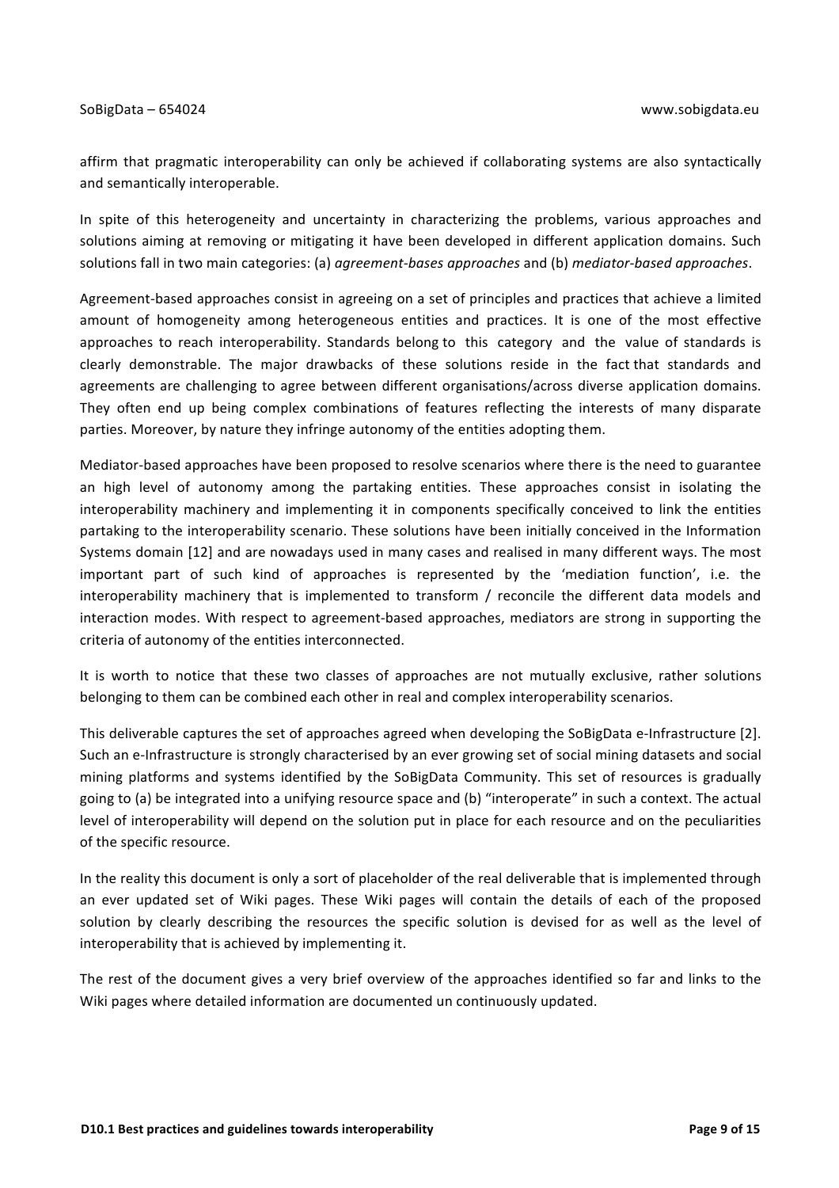affirm that pragmatic interoperability can only be achieved if collaborating systems are also syntactically and semantically interoperable.

In spite of this heterogeneity and uncertainty in characterizing the problems, various approaches and solutions aiming at removing or mitigating it have been developed in different application domains. Such solutions fall in two main categories: (a) *agreement-bases approaches* and (b) *mediator-based approaches*.

Agreement-based approaches consist in agreeing on a set of principles and practices that achieve a limited amount of homogeneity among heterogeneous entities and practices. It is one of the most effective approaches to reach interoperability. Standards belong to this category and the value of standards is clearly demonstrable. The major drawbacks of these solutions reside in the fact that standards and agreements are challenging to agree between different organisations/across diverse application domains. They often end up being complex combinations of features reflecting the interests of many disparate parties. Moreover, by nature they infringe autonomy of the entities adopting them.

Mediator-based approaches have been proposed to resolve scenarios where there is the need to guarantee an high level of autonomy among the partaking entities. These approaches consist in isolating the interoperability machinery and implementing it in components specifically conceived to link the entities partaking to the interoperability scenario. These solutions have been initially conceived in the Information Systems domain [12] and are nowadays used in many cases and realised in many different ways. The most important part of such kind of approaches is represented by the 'mediation function', i.e. the interoperability machinery that is implemented to transform / reconcile the different data models and interaction modes. With respect to agreement-based approaches, mediators are strong in supporting the criteria of autonomy of the entities interconnected.

It is worth to notice that these two classes of approaches are not mutually exclusive, rather solutions belonging to them can be combined each other in real and complex interoperability scenarios.

This deliverable captures the set of approaches agreed when developing the SoBigData e-Infrastructure [2]. Such an e-Infrastructure is strongly characterised by an ever growing set of social mining datasets and social mining platforms and systems identified by the SoBigData Community. This set of resources is gradually going to (a) be integrated into a unifying resource space and (b) "interoperate" in such a context. The actual level of interoperability will depend on the solution put in place for each resource and on the peculiarities of the specific resource.

In the reality this document is only a sort of placeholder of the real deliverable that is implemented through an ever updated set of Wiki pages. These Wiki pages will contain the details of each of the proposed solution by clearly describing the resources the specific solution is devised for as well as the level of interoperability that is achieved by implementing it.

The rest of the document gives a very brief overview of the approaches identified so far and links to the Wiki pages where detailed information are documented un continuously updated.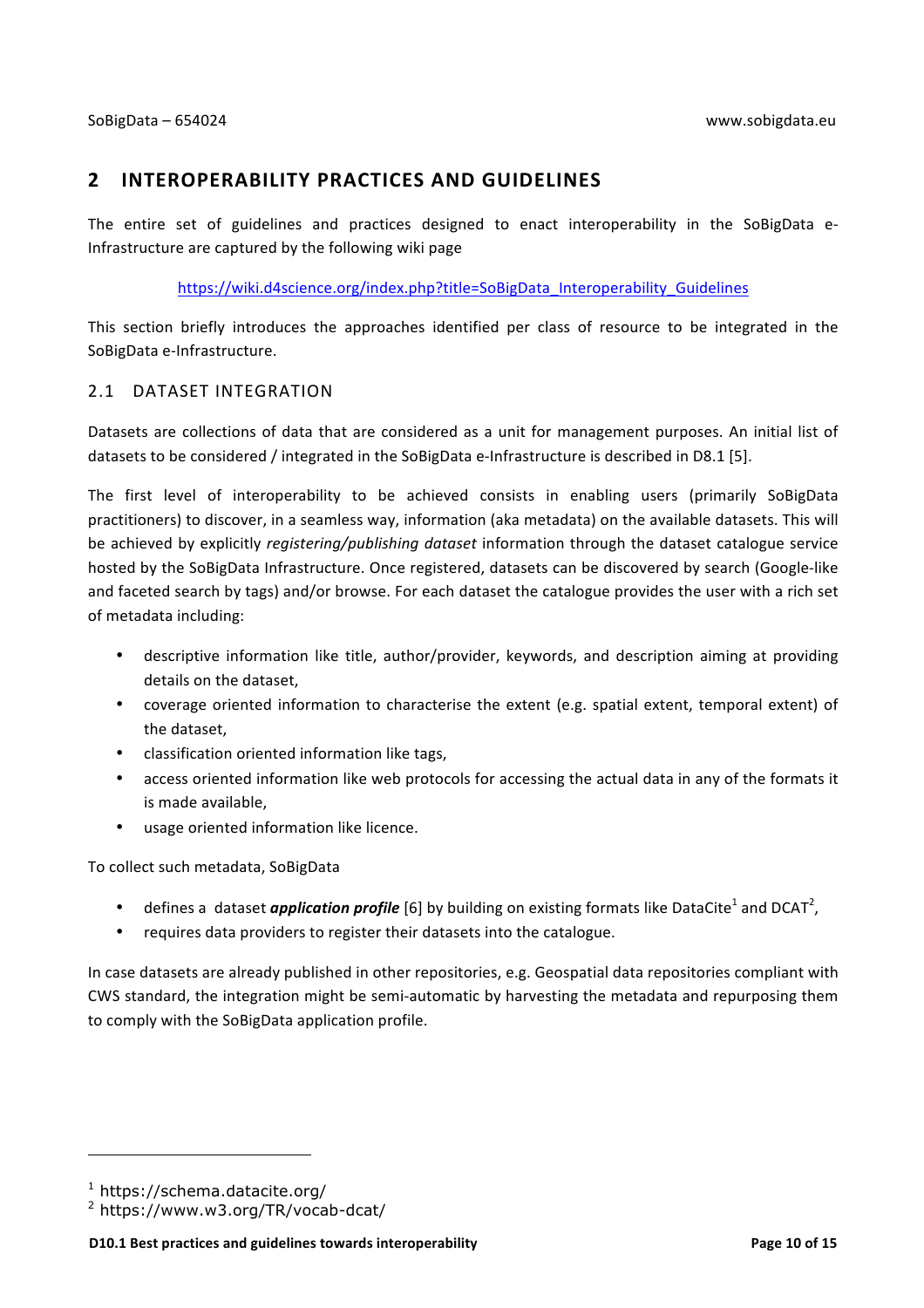# 2 INTEROPERABILITY PRACTICES AND GUIDELINES

The entire set of guidelines and practices designed to enact interoperability in the SoBigData e-Infrastructure are captured by the following wiki page

https://wiki.d4science.org/index.php?title=SoBigData_Interoperability_Guidelines

This section briefly introduces the approaches identified per class of resource to be integrated in the SoBigData e-Infrastructure.

## 2.1 DATASET INTEGRATION

Datasets are collections of data that are considered as a unit for management purposes. An initial list of datasets to be considered / integrated in the SoBigData e-Infrastructure is described in D8.1 [5].

The first level of interoperability to be achieved consists in enabling users (primarily SoBigData practitioners) to discover, in a seamless way, information (aka metadata) on the available datasets. This will be achieved by explicitly *registering/publishing dataset* information through the dataset catalogue service hosted by the SoBigData Infrastructure. Once registered, datasets can be discovered by search (Google-like and faceted search by tags) and/or browse. For each dataset the catalogue provides the user with a rich set of metadata including:

- descriptive information like title, author/provider, keywords, and description aiming at providing details on the dataset,
- coverage oriented information to characterise the extent (e.g. spatial extent, temporal extent) of the dataset,
- classification oriented information like tags,
- access oriented information like web protocols for accessing the actual data in any of the formats it is made available,
- usage oriented information like licence.

To collect such metadata, SoBigData

- defines a dataset ***application profile*** [6] by building on existing formats like DataCite[1] and DCAT[2],
- requires data providers to register their datasets into the catalogue.

In case datasets are already published in other repositories, e.g. Geospatial data repositories compliant with CWS standard, the integration might be semi-automatic by harvesting the metadata and repurposing them to comply with the SoBigData application profile.

---

[1] https://schema.datacite.org/

[2] https://www.w3.org/TR/vocab-dcat/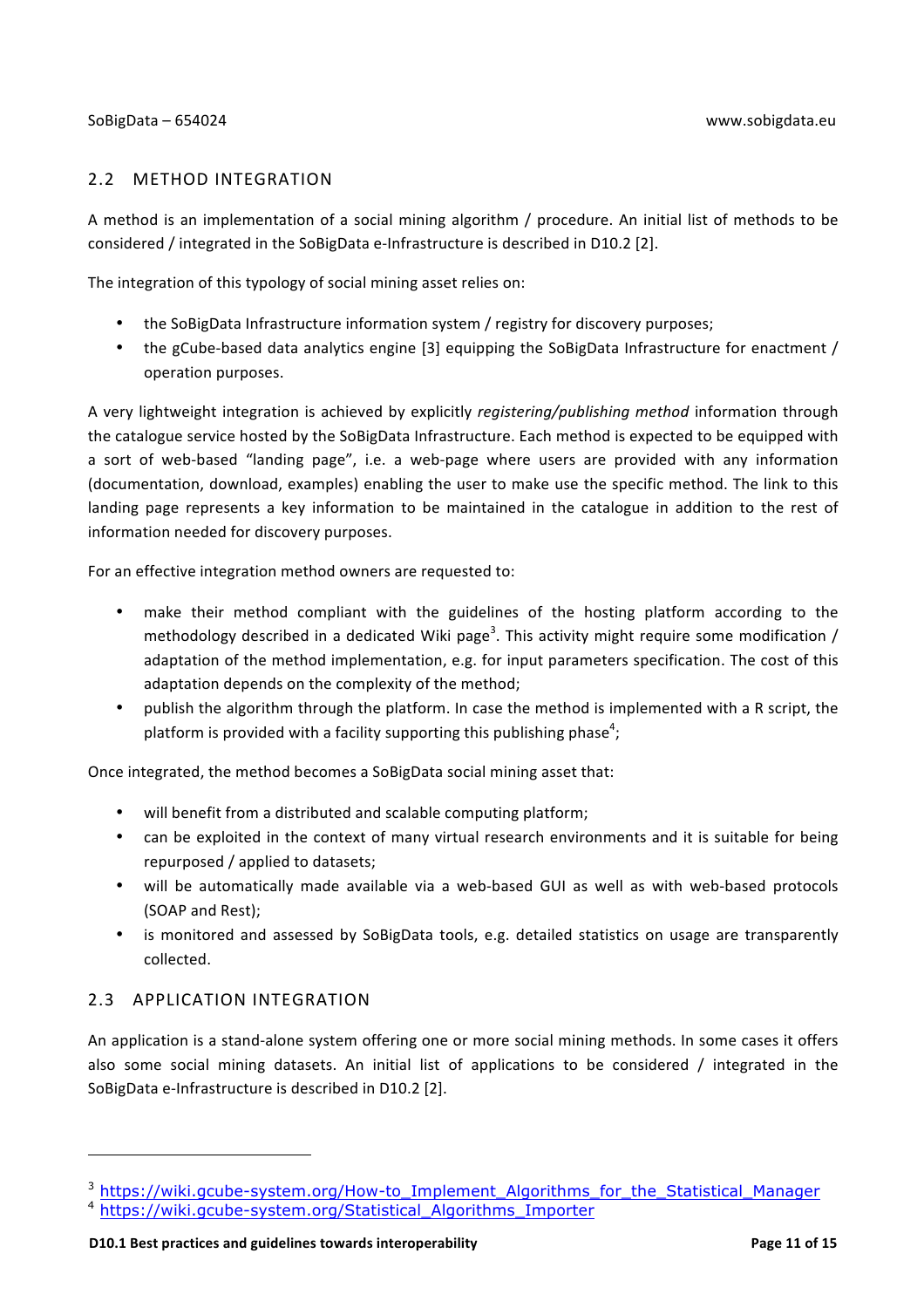## 2.2 METHOD INTEGRATION

A method is an implementation of a social mining algorithm / procedure. An initial list of methods to be considered / integrated in the SoBigData e-Infrastructure is described in D10.2 [2].

The integration of this typology of social mining asset relies on:

- the SoBigData Infrastructure information system / registry for discovery purposes;
- the gCube-based data analytics engine [3] equipping the SoBigData Infrastructure for enactment / operation purposes.

A very lightweight integration is achieved by explicitly *registering/publishing method* information through the catalogue service hosted by the SoBigData Infrastructure. Each method is expected to be equipped with a sort of web-based "landing page", i.e. a web-page where users are provided with any information (documentation, download, examples) enabling the user to make use the specific method. The link to this landing page represents a key information to be maintained in the catalogue in addition to the rest of information needed for discovery purposes.

For an effective integration method owners are requested to:

- make their method compliant with the guidelines of the hosting platform according to the methodology described in a dedicated Wiki page[3]. This activity might require some modification / adaptation of the method implementation, e.g. for input parameters specification. The cost of this adaptation depends on the complexity of the method;
- publish the algorithm through the platform. In case the method is implemented with a R script, the platform is provided with a facility supporting this publishing phase[4];

Once integrated, the method becomes a SoBigData social mining asset that:

- will benefit from a distributed and scalable computing platform;
- can be exploited in the context of many virtual research environments and it is suitable for being repurposed / applied to datasets;
- will be automatically made available via a web-based GUI as well as with web-based protocols (SOAP and Rest);
- is monitored and assessed by SoBigData tools, e.g. detailed statistics on usage are transparently collected.

## 2.3 APPLICATION INTEGRATION

An application is a stand-alone system offering one or more social mining methods. In some cases it offers also some social mining datasets. An initial list of applications to be considered / integrated in the SoBigData e-Infrastructure is described in D10.2 [2].

---

[3] https://wiki.gcube-system.org/How-to_Implement_Algorithms_for_the_Statistical_Manager

[4] https://wiki.gcube-system.org/Statistical_Algorithms_Importer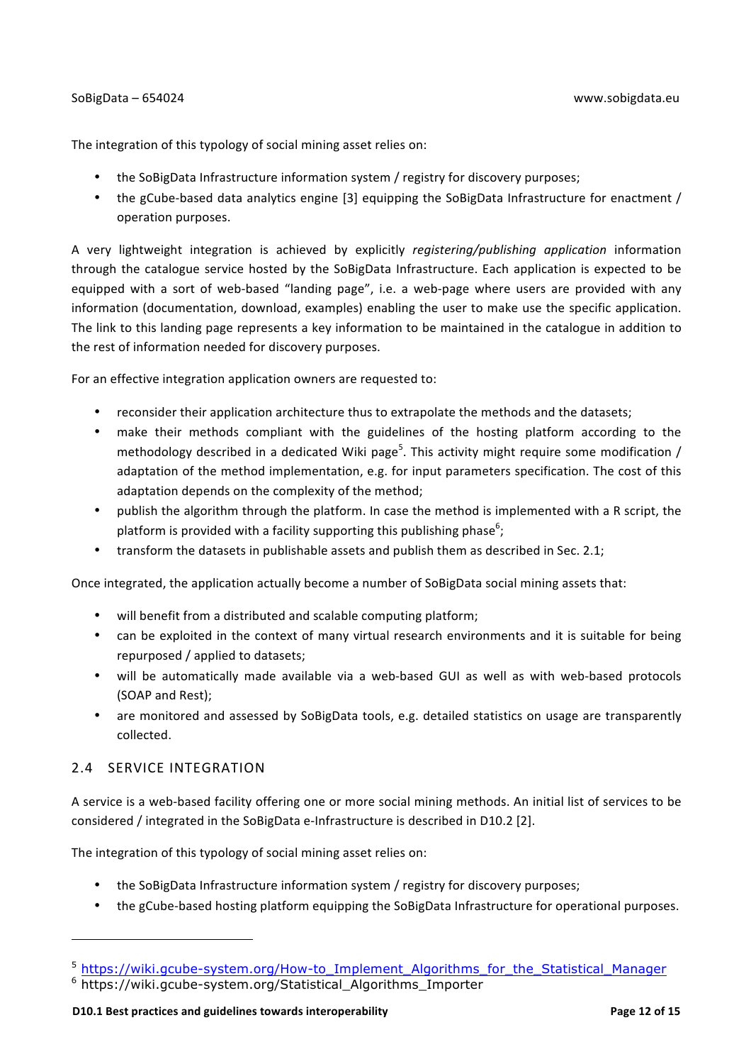The integration of this typology of social mining asset relies on:

- the SoBigData Infrastructure information system / registry for discovery purposes;
- the gCube-based data analytics engine [3] equipping the SoBigData Infrastructure for enactment / operation purposes.

A very lightweight integration is achieved by explicitly *registering/publishing application* information through the catalogue service hosted by the SoBigData Infrastructure. Each application is expected to be equipped with a sort of web-based "landing page", i.e. a web-page where users are provided with any information (documentation, download, examples) enabling the user to make use the specific application. The link to this landing page represents a key information to be maintained in the catalogue in addition to the rest of information needed for discovery purposes.

For an effective integration application owners are requested to:

- reconsider their application architecture thus to extrapolate the methods and the datasets;
- make their methods compliant with the guidelines of the hosting platform according to the methodology described in a dedicated Wiki page[5]. This activity might require some modification / adaptation of the method implementation, e.g. for input parameters specification. The cost of this adaptation depends on the complexity of the method;
- publish the algorithm through the platform. In case the method is implemented with a R script, the platform is provided with a facility supporting this publishing phase[6];
- transform the datasets in publishable assets and publish them as described in Sec. 2.1;

Once integrated, the application actually become a number of SoBigData social mining assets that:

- will benefit from a distributed and scalable computing platform;
- can be exploited in the context of many virtual research environments and it is suitable for being repurposed / applied to datasets;
- will be automatically made available via a web-based GUI as well as with web-based protocols (SOAP and Rest);
- are monitored and assessed by SoBigData tools, e.g. detailed statistics on usage are transparently collected.

## 2.4 SERVICE INTEGRATION

A service is a web-based facility offering one or more social mining methods. An initial list of services to be considered / integrated in the SoBigData e-Infrastructure is described in D10.2 [2].

The integration of this typology of social mining asset relies on:

- the SoBigData Infrastructure information system / registry for discovery purposes;
- the gCube-based hosting platform equipping the SoBigData Infrastructure for operational purposes.

---

[5] https://wiki.gcube-system.org/How-to_Implement_Algorithms_for_the_Statistical_Manager

[6] https://wiki.gcube-system.org/Statistical_Algorithms_Importer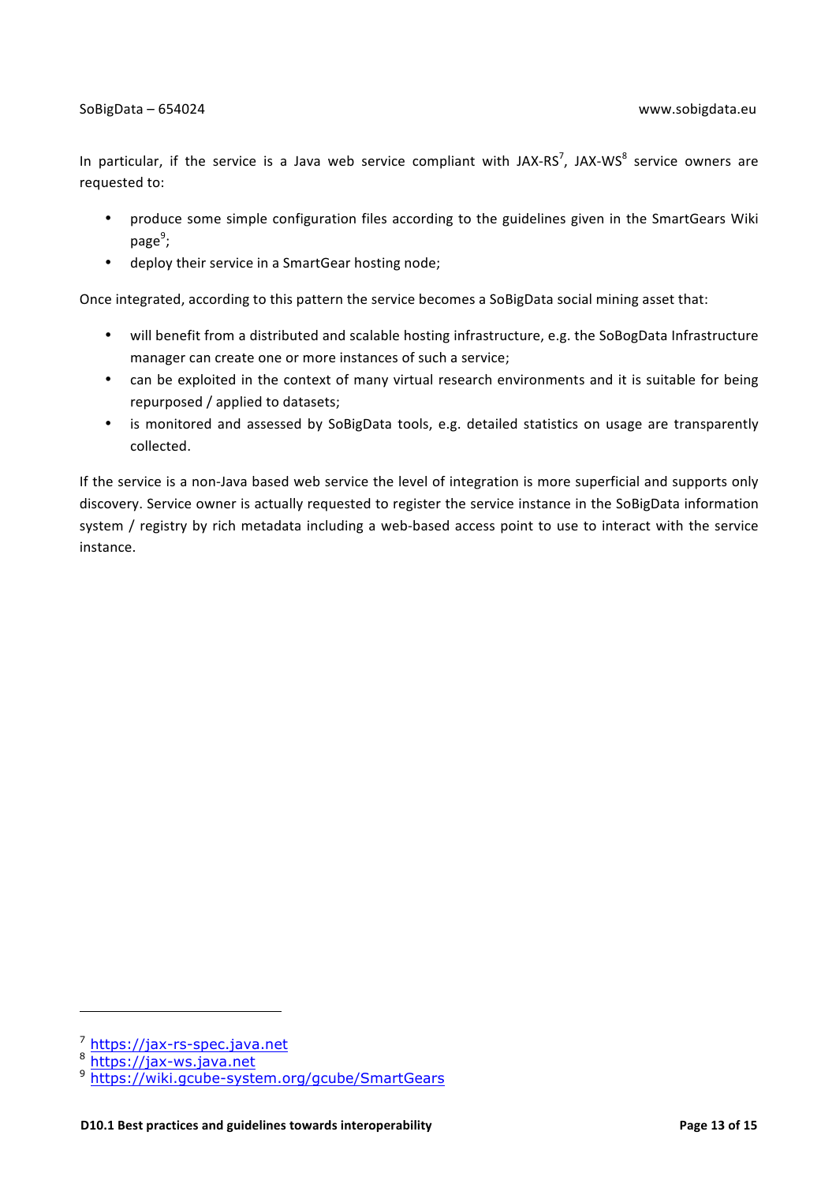In particular, if the service is a Java web service compliant with JAX-RS[7], JAX-WS[8] service owners are requested to:

- produce some simple configuration files according to the guidelines given in the SmartGears Wiki page[9];
- deploy their service in a SmartGear hosting node;

Once integrated, according to this pattern the service becomes a SoBigData social mining asset that:

- will benefit from a distributed and scalable hosting infrastructure, e.g. the SoBogData Infrastructure manager can create one or more instances of such a service;
- can be exploited in the context of many virtual research environments and it is suitable for being repurposed / applied to datasets;
- is monitored and assessed by SoBigData tools, e.g. detailed statistics on usage are transparently collected.

If the service is a non-Java based web service the level of integration is more superficial and supports only discovery. Service owner is actually requested to register the service instance in the SoBigData information system / registry by rich metadata including a web-based access point to use to interact with the service instance.

---

[7] https://jax-rs-spec.java.net

[8] https://jax-ws.java.net

[9] https://wiki.gcube-system.org/gcube/SmartGears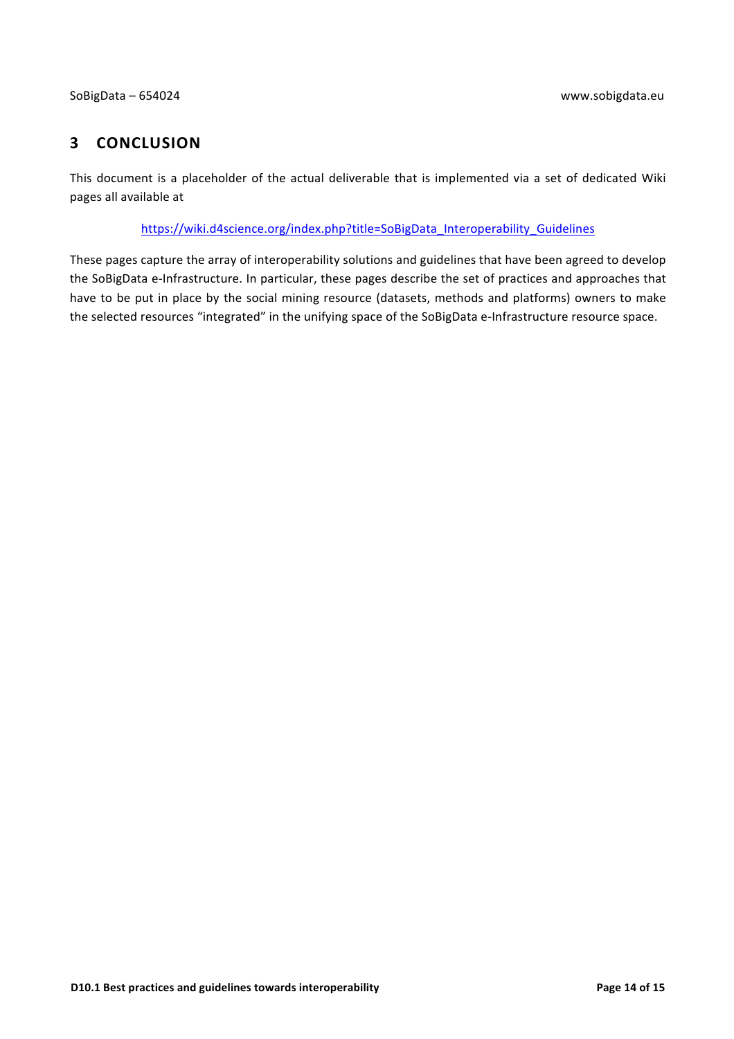# 3 CONCLUSION

This document is a placeholder of the actual deliverable that is implemented via a set of dedicated Wiki pages all available at

https://wiki.d4science.org/index.php?title=SoBigData_Interoperability_Guidelines

These pages capture the array of interoperability solutions and guidelines that have been agreed to develop the SoBigData e-Infrastructure. In particular, these pages describe the set of practices and approaches that have to be put in place by the social mining resource (datasets, methods and platforms) owners to make the selected resources "integrated" in the unifying space of the SoBigData e-Infrastructure resource space.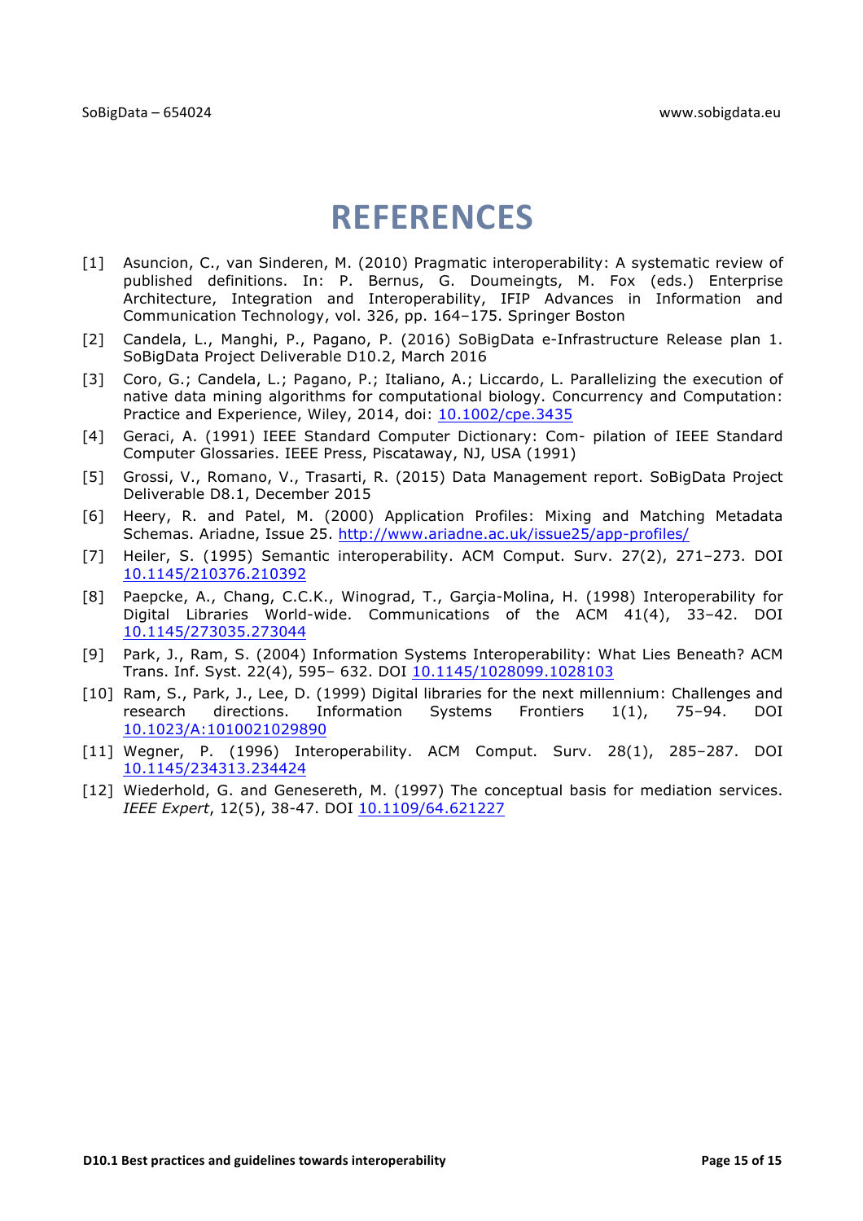# REFERENCES

[1] Asuncion, C., van Sinderen, M. (2010) Pragmatic interoperability: A systematic review of published definitions. In: P. Bernus, G. Doumeingts, M. Fox (eds.) Enterprise Architecture, Integration and Interoperability, IFIP Advances in Information and Communication Technology, vol. 326, pp. 164–175. Springer Boston

[2] Candela, L., Manghi, P., Pagano, P. (2016) SoBigData e-Infrastructure Release plan 1. SoBigData Project Deliverable D10.2, March 2016

[3] Coro, G.; Candela, L.; Pagano, P.; Italiano, A.; Liccardo, L. Parallelizing the execution of native data mining algorithms for computational biology. Concurrency and Computation: Practice and Experience, Wiley, 2014, doi: 10.1002/cpe.3435

[4] Geraci, A. (1991) IEEE Standard Computer Dictionary: Com- pilation of IEEE Standard Computer Glossaries. IEEE Press, Piscataway, NJ, USA (1991)

[5] Grossi, V., Romano, V., Trasarti, R. (2015) Data Management report. SoBigData Project Deliverable D8.1, December 2015

[6] Heery, R. and Patel, M. (2000) Application Profiles: Mixing and Matching Metadata Schemas. Ariadne, Issue 25. http://www.ariadne.ac.uk/issue25/app-profiles/

[7] Heiler, S. (1995) Semantic interoperability. ACM Comput. Surv. 27(2), 271–273. DOI 10.1145/210376.210392

[8] Paepcke, A., Chang, C.C.K., Winograd, T., Garçia-Molina, H. (1998) Interoperability for Digital Libraries World-wide. Communications of the ACM 41(4), 33–42. DOI 10.1145/273035.273044

[9] Park, J., Ram, S. (2004) Information Systems Interoperability: What Lies Beneath? ACM Trans. Inf. Syst. 22(4), 595– 632. DOI 10.1145/1028099.1028103

[10] Ram, S., Park, J., Lee, D. (1999) Digital libraries for the next millennium: Challenges and research directions. Information Systems Frontiers 1(1), 75–94. DOI 10.1023/A:1010021029890

[11] Wegner, P. (1996) Interoperability. ACM Comput. Surv. 28(1), 285–287. DOI 10.1145/234313.234424

[12] Wiederhold, G. and Genesereth, M. (1997) The conceptual basis for mediation services. *IEEE Expert*, 12(5), 38-47. DOI 10.1109/64.621227